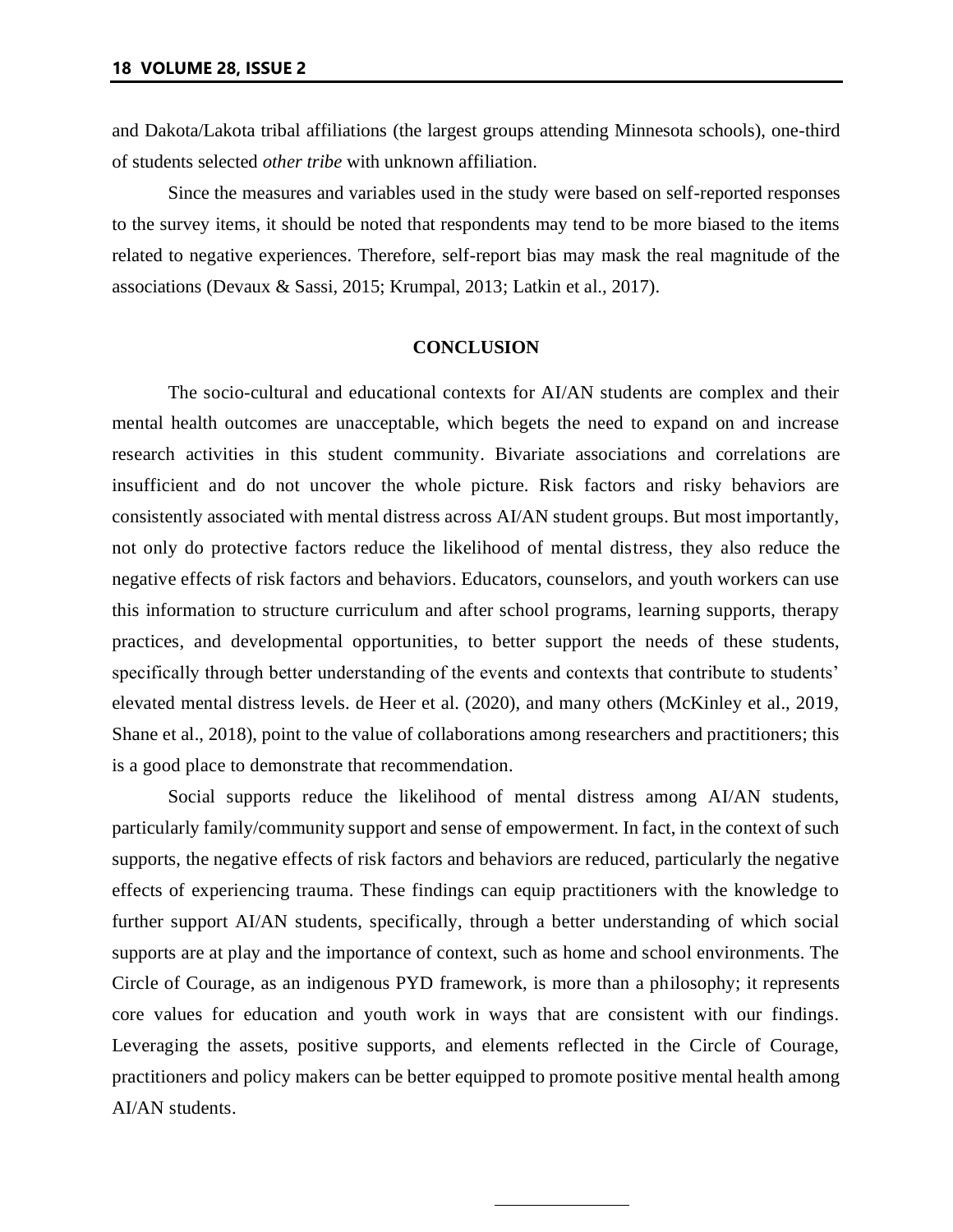and Dakota/Lakota tribal affiliations (the largest groups attending Minnesota schools), one-third of students selected *other tribe* with unknown affiliation.

Since the measures and variables used in the study were based on self-reported responses to the survey items, it should be noted that respondents may tend to be more biased to the items related to negative experiences. Therefore, self-report bias may mask the real magnitude of the associations (Devaux & Sassi, 2015; Krumpal, 2013; Latkin et al., 2017).

## CONCLUSION

The socio-cultural and educational contexts for AI/AN students are complex and their mental health outcomes are unacceptable, which begets the need to expand on and increase research activities in this student community. Bivariate associations and correlations are insufficient and do not uncover the whole picture. Risk factors and risky behaviors are consistently associated with mental distress across AI/AN student groups. But most importantly, not only do protective factors reduce the likelihood of mental distress, they also reduce the negative effects of risk factors and behaviors. Educators, counselors, and youth workers can use this information to structure curriculum and after school programs, learning supports, therapy practices, and developmental opportunities, to better support the needs of these students, specifically through better understanding of the events and contexts that contribute to students' elevated mental distress levels. de Heer et al. (2020), and many others (McKinley et al., 2019, Shane et al., 2018), point to the value of collaborations among researchers and practitioners; this is a good place to demonstrate that recommendation.

Social supports reduce the likelihood of mental distress among AI/AN students, particularly family/community support and sense of empowerment. In fact, in the context of such supports, the negative effects of risk factors and behaviors are reduced, particularly the negative effects of experiencing trauma. These findings can equip practitioners with the knowledge to further support AI/AN students, specifically, through a better understanding of which social supports are at play and the importance of context, such as home and school environments. The Circle of Courage, as an indigenous PYD framework, is more than a philosophy; it represents core values for education and youth work in ways that are consistent with our findings. Leveraging the assets, positive supports, and elements reflected in the Circle of Courage, practitioners and policy makers can be better equipped to promote positive mental health among AI/AN students.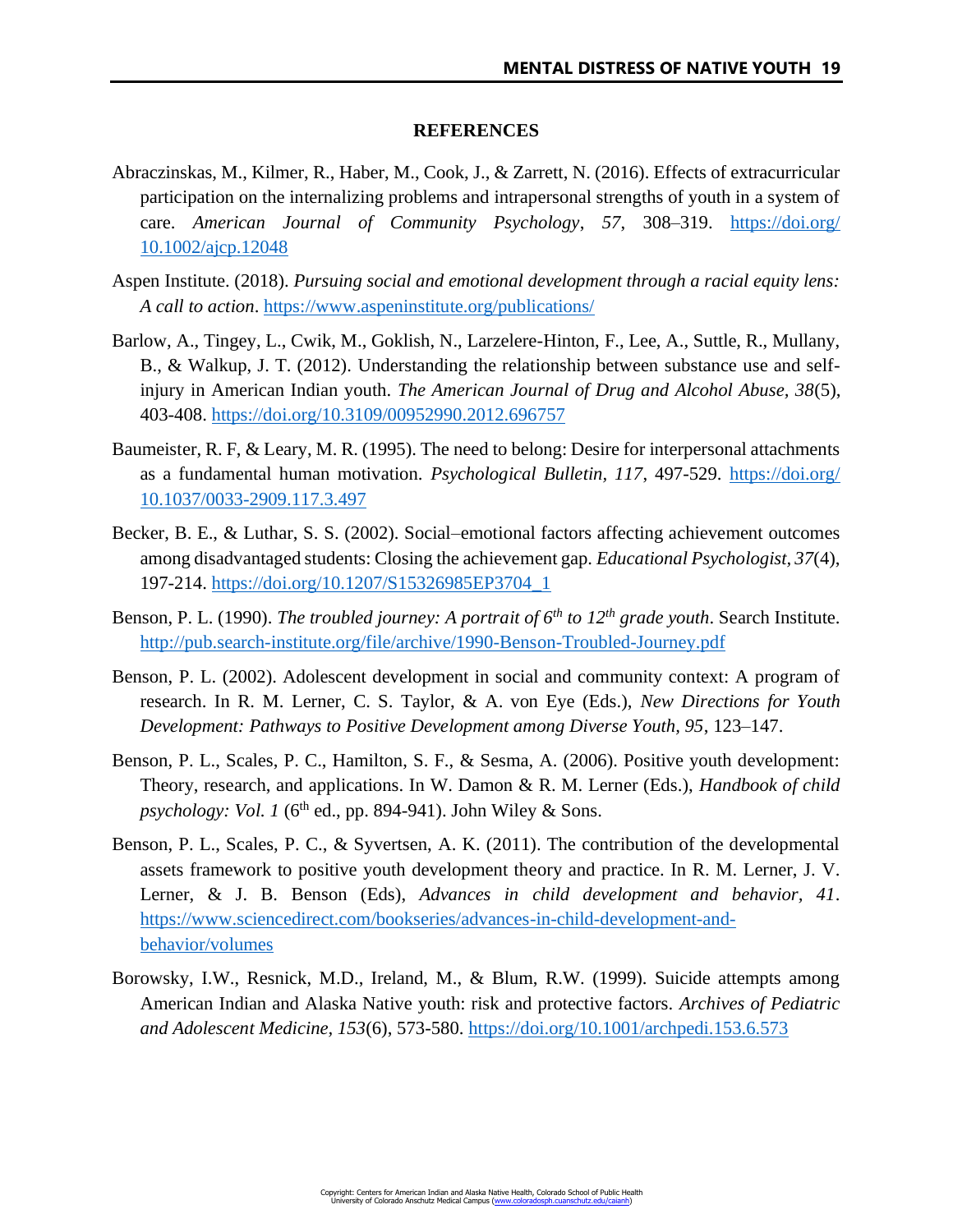## REFERENCES

Abraczinskas, M., Kilmer, R., Haber, M., Cook, J., & Zarrett, N. (2016). Effects of extracurricular participation on the internalizing problems and intrapersonal strengths of youth in a system of care. *American Journal of Community Psychology*, *57*, 308–319. https://doi.org/10.1002/ajcp.12048

Aspen Institute. (2018). *Pursuing social and emotional development through a racial equity lens: A call to action*. https://www.aspeninstitute.org/publications/

Barlow, A., Tingey, L., Cwik, M., Goklish, N., Larzelere-Hinton, F., Lee, A., Suttle, R., Mullany, B., & Walkup, J. T. (2012). Understanding the relationship between substance use and self-injury in American Indian youth. *The American Journal of Drug and Alcohol Abuse, 38*(5), 403-408. https://doi.org/10.3109/00952990.2012.696757

Baumeister, R. F, & Leary, M. R. (1995). The need to belong: Desire for interpersonal attachments as a fundamental human motivation. *Psychological Bulletin, 117*, 497-529. https://doi.org/10.1037/0033-2909.117.3.497

Becker, B. E., & Luthar, S. S. (2002). Social–emotional factors affecting achievement outcomes among disadvantaged students: Closing the achievement gap. *Educational Psychologist, 37*(4), 197-214. https://doi.org/10.1207/S15326985EP3704_1

Benson, P. L. (1990). *The troubled journey: A portrait of 6th to 12th grade youth*. Search Institute. http://pub.search-institute.org/file/archive/1990-Benson-Troubled-Journey.pdf

Benson, P. L. (2002). Adolescent development in social and community context: A program of research. In R. M. Lerner, C. S. Taylor, & A. von Eye (Eds.), *New Directions for Youth Development: Pathways to Positive Development among Diverse Youth, 95*, 123–147.

Benson, P. L., Scales, P. C., Hamilton, S. F., & Sesma, A. (2006). Positive youth development: Theory, research, and applications. In W. Damon & R. M. Lerner (Eds.), *Handbook of child psychology: Vol. 1* (6th ed., pp. 894-941). John Wiley & Sons.

Benson, P. L., Scales, P. C., & Syvertsen, A. K. (2011). The contribution of the developmental assets framework to positive youth development theory and practice. In R. M. Lerner, J. V. Lerner, & J. B. Benson (Eds), *Advances in child development and behavior, 41*. https://www.sciencedirect.com/bookseries/advances-in-child-development-and-behavior/volumes

Borowsky, I.W., Resnick, M.D., Ireland, M., & Blum, R.W. (1999). Suicide attempts among American Indian and Alaska Native youth: risk and protective factors. *Archives of Pediatric and Adolescent Medicine, 153*(6), 573-580. https://doi.org/10.1001/archpedi.153.6.573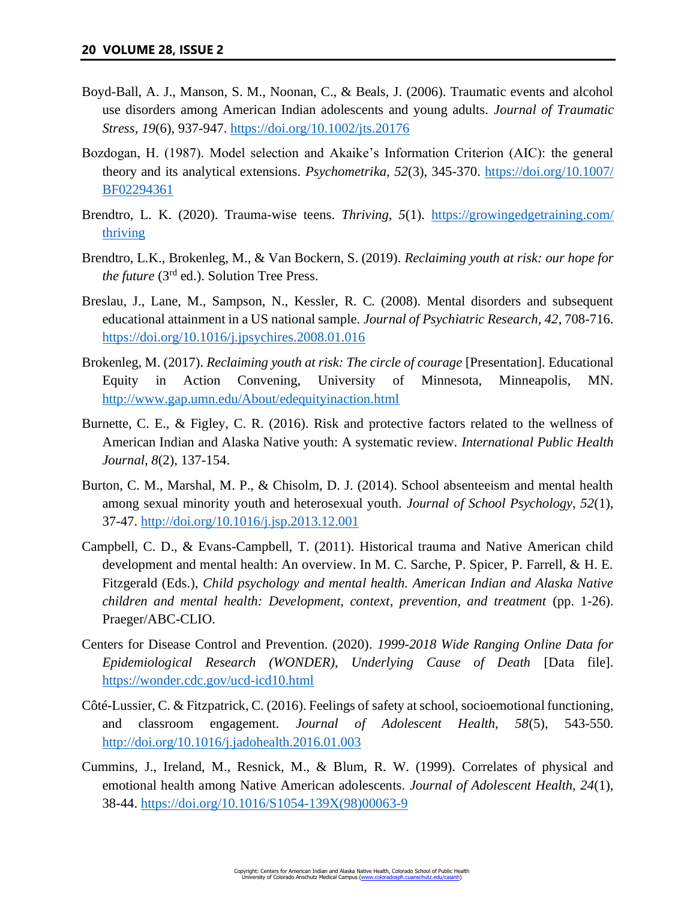Boyd-Ball, A. J., Manson, S. M., Noonan, C., & Beals, J. (2006). Traumatic events and alcohol use disorders among American Indian adolescents and young adults. *Journal of Traumatic Stress, 19*(6), 937-947. https://doi.org/10.1002/jts.20176

Bozdogan, H. (1987). Model selection and Akaike's Information Criterion (AIC): the general theory and its analytical extensions. *Psychometrika, 52*(3), 345-370. https://doi.org/10.1007/BF02294361

Brendtro, L. K. (2020). Trauma-wise teens. *Thriving, 5*(1). https://growingedgetraining.com/thriving

Brendtro, L.K., Brokenleg, M., & Van Bockern, S. (2019). *Reclaiming youth at risk: our hope for the future* (3rd ed.). Solution Tree Press.

Breslau, J., Lane, M., Sampson, N., Kessler, R. C. (2008). Mental disorders and subsequent educational attainment in a US national sample. *Journal of Psychiatric Research, 42*, 708-716. https://doi.org/10.1016/j.jpsychires.2008.01.016

Brokenleg, M. (2017). *Reclaiming youth at risk: The circle of courage* [Presentation]. Educational Equity in Action Convening, University of Minnesota, Minneapolis, MN. http://www.gap.umn.edu/About/edequityinaction.html

Burnette, C. E., & Figley, C. R. (2016). Risk and protective factors related to the wellness of American Indian and Alaska Native youth: A systematic review. *International Public Health Journal, 8*(2), 137-154.

Burton, C. M., Marshal, M. P., & Chisolm, D. J. (2014). School absenteeism and mental health among sexual minority youth and heterosexual youth. *Journal of School Psychology, 52*(1), 37-47. http://doi.org/10.1016/j.jsp.2013.12.001

Campbell, C. D., & Evans-Campbell, T. (2011). Historical trauma and Native American child development and mental health: An overview. In M. C. Sarche, P. Spicer, P. Farrell, & H. E. Fitzgerald (Eds.), *Child psychology and mental health. American Indian and Alaska Native children and mental health: Development, context, prevention, and treatment* (pp. 1-26). Praeger/ABC-CLIO.

Centers for Disease Control and Prevention. (2020). *1999-2018 Wide Ranging Online Data for Epidemiological Research (WONDER), Underlying Cause of Death* [Data file]. https://wonder.cdc.gov/ucd-icd10.html

Côté-Lussier, C. & Fitzpatrick, C. (2016). Feelings of safety at school, socioemotional functioning, and classroom engagement. *Journal of Adolescent Health, 58*(5), 543-550. http://doi.org/10.1016/j.jadohealth.2016.01.003

Cummins, J., Ireland, M., Resnick, M., & Blum, R. W. (1999). Correlates of physical and emotional health among Native American adolescents. *Journal of Adolescent Health, 24*(1), 38-44. https://doi.org/10.1016/S1054-139X(98)00063-9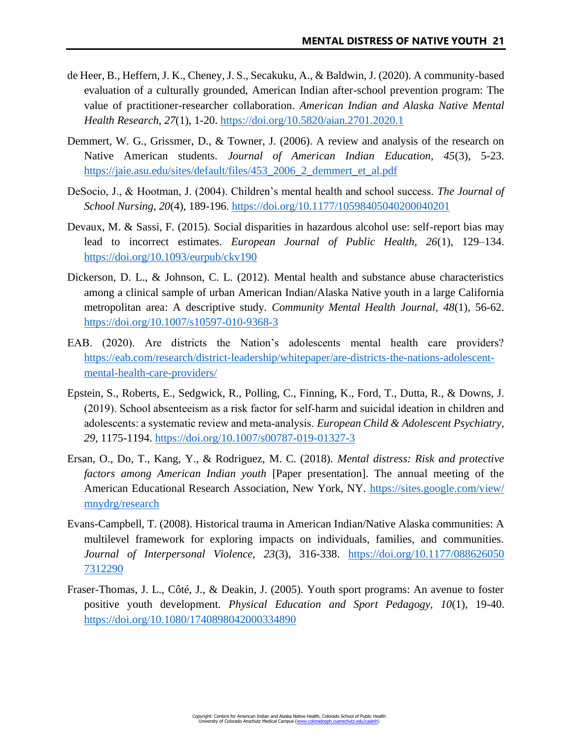de Heer, B., Heffern, J. K., Cheney, J. S., Secakuku, A., & Baldwin, J. (2020). A community-based evaluation of a culturally grounded, American Indian after-school prevention program: The value of practitioner-researcher collaboration. *American Indian and Alaska Native Mental Health Research, 27*(1), 1-20. https://doi.org/10.5820/aian.2701.2020.1

Demmert, W. G., Grissmer, D., & Towner, J. (2006). A review and analysis of the research on Native American students. *Journal of American Indian Education, 45*(3), 5-23. https://jaie.asu.edu/sites/default/files/453_2006_2_demmert_et_al.pdf

DeSocio, J., & Hootman, J. (2004). Children's mental health and school success. *The Journal of School Nursing, 20*(4), 189-196. https://doi.org/10.1177/10598405040200040201

Devaux, M. & Sassi, F. (2015). Social disparities in hazardous alcohol use: self-report bias may lead to incorrect estimates. *European Journal of Public Health, 26*(1), 129–134. https://doi.org/10.1093/eurpub/ckv190

Dickerson, D. L., & Johnson, C. L. (2012). Mental health and substance abuse characteristics among a clinical sample of urban American Indian/Alaska Native youth in a large California metropolitan area: A descriptive study. *Community Mental Health Journal, 48*(1), 56-62. https://doi.org/10.1007/s10597-010-9368-3

EAB. (2020). Are districts the Nation's adolescents mental health care providers? https://eab.com/research/district-leadership/whitepaper/are-districts-the-nations-adolescent-mental-health-care-providers/

Epstein, S., Roberts, E., Sedgwick, R., Polling, C., Finning, K., Ford, T., Dutta, R., & Downs, J. (2019). School absenteeism as a risk factor for self-harm and suicidal ideation in children and adolescents: a systematic review and meta-analysis. *European Child & Adolescent Psychiatry, 29*, 1175-1194. https://doi.org/10.1007/s00787-019-01327-3

Ersan, O., Do, T., Kang, Y., & Rodriguez, M. C. (2018). *Mental distress: Risk and protective factors among American Indian youth* [Paper presentation]. The annual meeting of the American Educational Research Association, New York, NY. https://sites.google.com/view/mnydrg/research

Evans-Campbell, T. (2008). Historical trauma in American Indian/Native Alaska communities: A multilevel framework for exploring impacts on individuals, families, and communities. *Journal of Interpersonal Violence, 23*(3), 316-338. https://doi.org/10.1177/0886260507312290

Fraser-Thomas, J. L., Côté, J., & Deakin, J. (2005). Youth sport programs: An avenue to foster positive youth development. *Physical Education and Sport Pedagogy, 10*(1), 19-40. https://doi.org/10.1080/1740898042000334890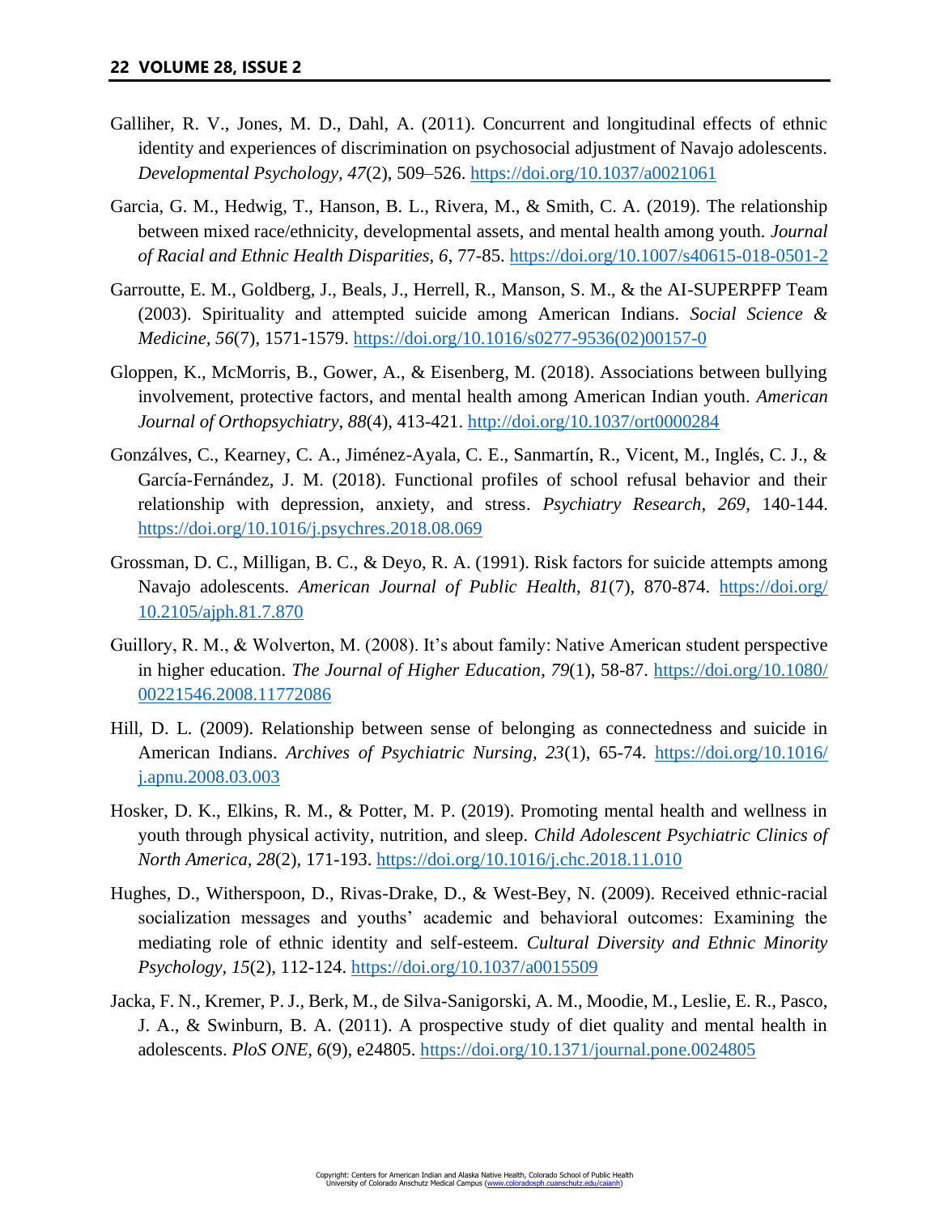Galliher, R. V., Jones, M. D., Dahl, A. (2011). Concurrent and longitudinal effects of ethnic identity and experiences of discrimination on psychosocial adjustment of Navajo adolescents. *Developmental Psychology, 47*(2), 509–526. https://doi.org/10.1037/a0021061

Garcia, G. M., Hedwig, T., Hanson, B. L., Rivera, M., & Smith, C. A. (2019). The relationship between mixed race/ethnicity, developmental assets, and mental health among youth. *Journal of Racial and Ethnic Health Disparities, 6*, 77-85. https://doi.org/10.1007/s40615-018-0501-2

Garroutte, E. M., Goldberg, J., Beals, J., Herrell, R., Manson, S. M., & the AI-SUPERPFP Team (2003). Spirituality and attempted suicide among American Indians. *Social Science & Medicine, 56*(7), 1571-1579. https://doi.org/10.1016/s0277-9536(02)00157-0

Gloppen, K., McMorris, B., Gower, A., & Eisenberg, M. (2018). Associations between bullying involvement, protective factors, and mental health among American Indian youth. *American Journal of Orthopsychiatry, 88*(4), 413-421. http://doi.org/10.1037/ort0000284

Gonzálves, C., Kearney, C. A., Jiménez-Ayala, C. E., Sanmartín, R., Vicent, M., Inglés, C. J., & García-Fernández, J. M. (2018). Functional profiles of school refusal behavior and their relationship with depression, anxiety, and stress. *Psychiatry Research, 269*, 140-144. https://doi.org/10.1016/j.psychres.2018.08.069

Grossman, D. C., Milligan, B. C., & Deyo, R. A. (1991). Risk factors for suicide attempts among Navajo adolescents. *American Journal of Public Health, 81*(7), 870-874. https://doi.org/10.2105/ajph.81.7.870

Guillory, R. M., & Wolverton, M. (2008). It's about family: Native American student perspective in higher education. *The Journal of Higher Education, 79*(1), 58-87. https://doi.org/10.1080/00221546.2008.11772086

Hill, D. L. (2009). Relationship between sense of belonging as connectedness and suicide in American Indians. *Archives of Psychiatric Nursing, 23*(1), 65-74. https://doi.org/10.1016/j.apnu.2008.03.003

Hosker, D. K., Elkins, R. M., & Potter, M. P. (2019). Promoting mental health and wellness in youth through physical activity, nutrition, and sleep. *Child Adolescent Psychiatric Clinics of North America, 28*(2), 171-193. https://doi.org/10.1016/j.chc.2018.11.010

Hughes, D., Witherspoon, D., Rivas-Drake, D., & West-Bey, N. (2009). Received ethnic-racial socialization messages and youths' academic and behavioral outcomes: Examining the mediating role of ethnic identity and self-esteem. *Cultural Diversity and Ethnic Minority Psychology, 15*(2), 112-124. https://doi.org/10.1037/a0015509

Jacka, F. N., Kremer, P. J., Berk, M., de Silva-Sanigorski, A. M., Moodie, M., Leslie, E. R., Pasco, J. A., & Swinburn, B. A. (2011). A prospective study of diet quality and mental health in adolescents. *PloS ONE, 6*(9), e24805. https://doi.org/10.1371/journal.pone.0024805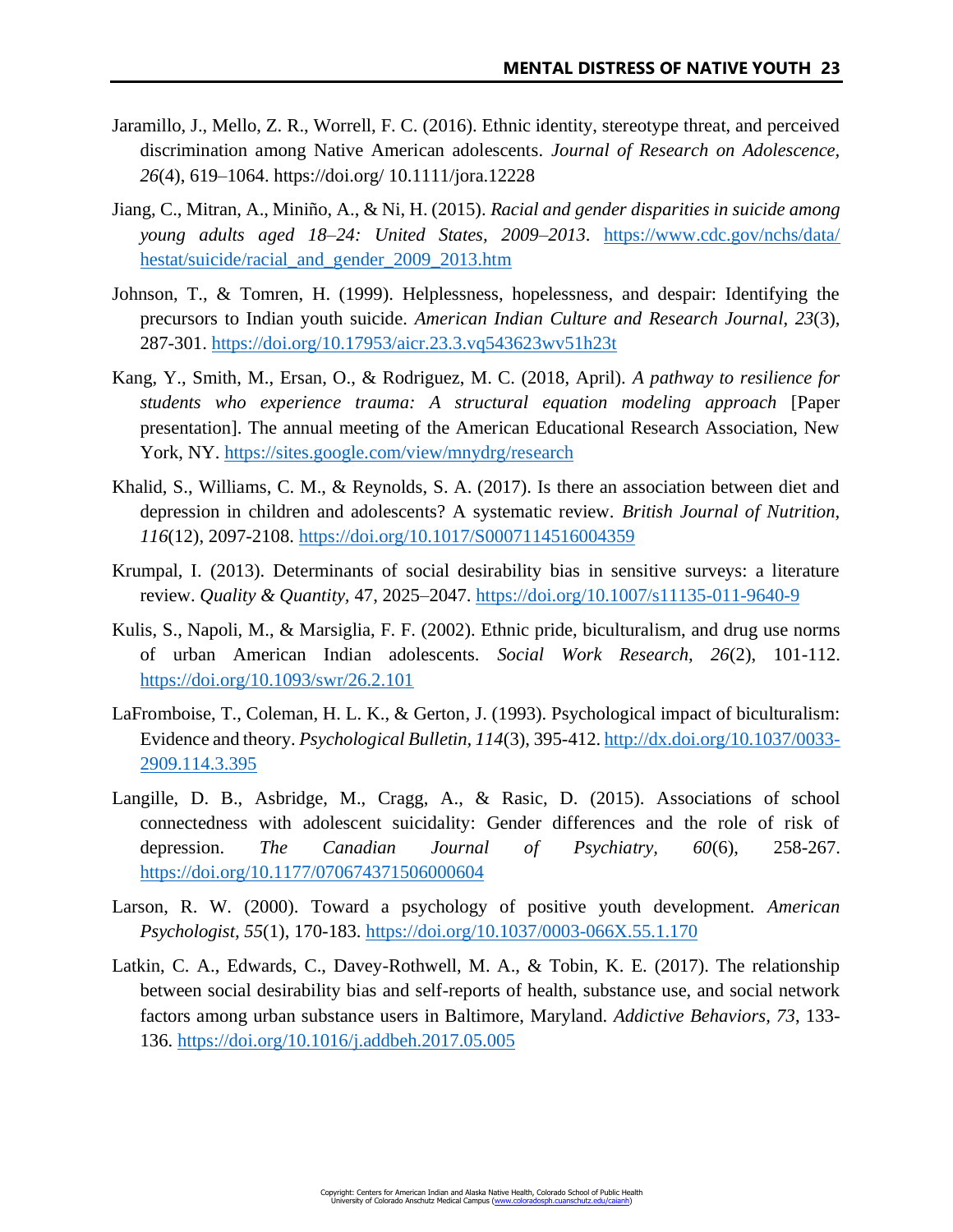Jaramillo, J., Mello, Z. R., Worrell, F. C. (2016). Ethnic identity, stereotype threat, and perceived discrimination among Native American adolescents. *Journal of Research on Adolescence, 26*(4), 619–1064. https://doi.org/ 10.1111/jora.12228

Jiang, C., Mitran, A., Miniño, A., & Ni, H. (2015). *Racial and gender disparities in suicide among young adults aged 18–24: United States, 2009–2013*. https://www.cdc.gov/nchs/data/hestat/suicide/racial_and_gender_2009_2013.htm

Johnson, T., & Tomren, H. (1999). Helplessness, hopelessness, and despair: Identifying the precursors to Indian youth suicide. *American Indian Culture and Research Journal*, *23*(3), 287-301. https://doi.org/10.17953/aicr.23.3.vq543623wv51h23t

Kang, Y., Smith, M., Ersan, O., & Rodriguez, M. C. (2018, April). *A pathway to resilience for students who experience trauma: A structural equation modeling approach* [Paper presentation]. The annual meeting of the American Educational Research Association, New York, NY. https://sites.google.com/view/mnydrg/research

Khalid, S., Williams, C. M., & Reynolds, S. A. (2017). Is there an association between diet and depression in children and adolescents? A systematic review. *British Journal of Nutrition, 116*(12), 2097-2108. https://doi.org/10.1017/S0007114516004359

Krumpal, I. (2013). Determinants of social desirability bias in sensitive surveys: a literature review. *Quality & Quantity*, 47, 2025–2047. https://doi.org/10.1007/s11135-011-9640-9

Kulis, S., Napoli, M., & Marsiglia, F. F. (2002). Ethnic pride, biculturalism, and drug use norms of urban American Indian adolescents. *Social Work Research, 26*(2), 101-112. https://doi.org/10.1093/swr/26.2.101

LaFromboise, T., Coleman, H. L. K., & Gerton, J. (1993). Psychological impact of biculturalism: Evidence and theory. *Psychological Bulletin, 114*(3), 395-412. http://dx.doi.org/10.1037/0033-2909.114.3.395

Langille, D. B., Asbridge, M., Cragg, A., & Rasic, D. (2015). Associations of school connectedness with adolescent suicidality: Gender differences and the role of risk of depression. *The Canadian Journal of Psychiatry, 60*(6), 258-267. https://doi.org/10.1177/070674371506000604

Larson, R. W. (2000). Toward a psychology of positive youth development. *American Psychologist, 55*(1), 170-183. https://doi.org/10.1037/0003-066X.55.1.170

Latkin, C. A., Edwards, C., Davey-Rothwell, M. A., & Tobin, K. E. (2017). The relationship between social desirability bias and self-reports of health, substance use, and social network factors among urban substance users in Baltimore, Maryland. *Addictive Behaviors, 73*, 133-136. https://doi.org/10.1016/j.addbeh.2017.05.005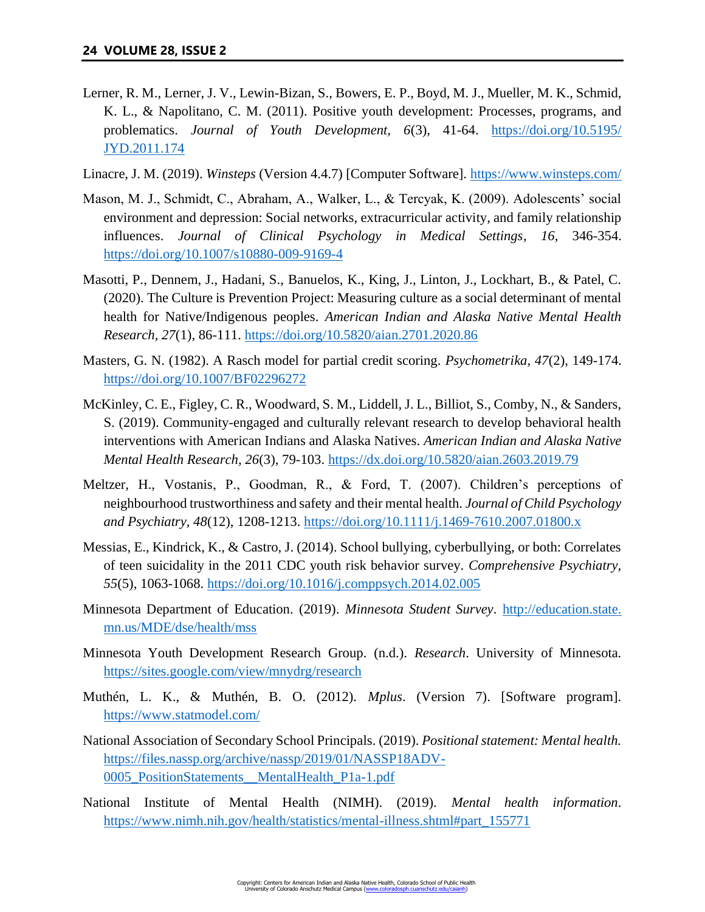Lerner, R. M., Lerner, J. V., Lewin-Bizan, S., Bowers, E. P., Boyd, M. J., Mueller, M. K., Schmid, K. L., & Napolitano, C. M. (2011). Positive youth development: Processes, programs, and problematics. *Journal of Youth Development*, *6*(3), 41-64. https://doi.org/10.5195/JYD.2011.174

Linacre, J. M. (2019). *Winsteps* (Version 4.4.7) [Computer Software]. https://www.winsteps.com/

Mason, M. J., Schmidt, C., Abraham, A., Walker, L., & Tercyak, K. (2009). Adolescents' social environment and depression: Social networks, extracurricular activity, and family relationship influences. *Journal of Clinical Psychology in Medical Settings*, *16*, 346-354. https://doi.org/10.1007/s10880-009-9169-4

Masotti, P., Dennem, J., Hadani, S., Banuelos, K., King, J., Linton, J., Lockhart, B., & Patel, C. (2020). The Culture is Prevention Project: Measuring culture as a social determinant of mental health for Native/Indigenous peoples. *American Indian and Alaska Native Mental Health Research*, *27*(1), 86-111. https://doi.org/10.5820/aian.2701.2020.86

Masters, G. N. (1982). A Rasch model for partial credit scoring. *Psychometrika*, *47*(2), 149-174. https://doi.org/10.1007/BF02296272

McKinley, C. E., Figley, C. R., Woodward, S. M., Liddell, J. L., Billiot, S., Comby, N., & Sanders, S. (2019). Community-engaged and culturally relevant research to develop behavioral health interventions with American Indians and Alaska Natives. *American Indian and Alaska Native Mental Health Research, 26*(3), 79-103. https://dx.doi.org/10.5820/aian.2603.2019.79

Meltzer, H., Vostanis, P., Goodman, R., & Ford, T. (2007). Children's perceptions of neighbourhood trustworthiness and safety and their mental health. *Journal of Child Psychology and Psychiatry, 48*(12), 1208-1213. https://doi.org/10.1111/j.1469-7610.2007.01800.x

Messias, E., Kindrick, K., & Castro, J. (2014). School bullying, cyberbullying, or both: Correlates of teen suicidality in the 2011 CDC youth risk behavior survey. *Comprehensive Psychiatry, 55*(5), 1063-1068. https://doi.org/10.1016/j.comppsych.2014.02.005

Minnesota Department of Education. (2019). *Minnesota Student Survey*. http://education.state.mn.us/MDE/dse/health/mss

Minnesota Youth Development Research Group. (n.d.). *Research*. University of Minnesota. https://sites.google.com/view/mnydrg/research

Muthén, L. K., & Muthén, B. O. (2012). *Mplus*. (Version 7). [Software program]. https://www.statmodel.com/

National Association of Secondary School Principals. (2019). *Positional statement: Mental health.* https://files.nassp.org/archive/nassp/2019/01/NASSP18ADV-0005_PositionStatements__MentalHealth_P1a-1.pdf

National Institute of Mental Health (NIMH). (2019). *Mental health information*. https://www.nimh.nih.gov/health/statistics/mental-illness.shtml#part_155771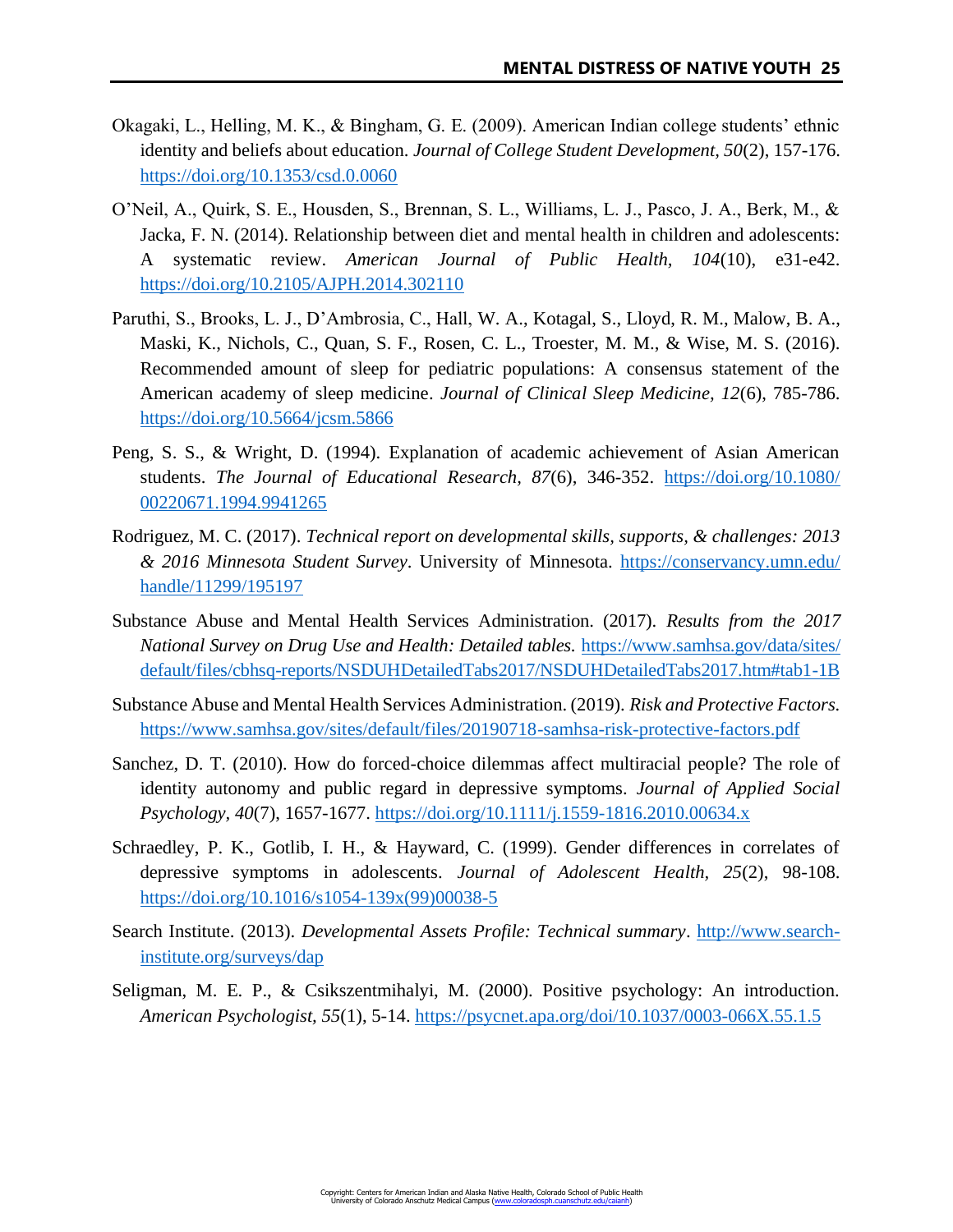Okagaki, L., Helling, M. K., & Bingham, G. E. (2009). American Indian college students' ethnic identity and beliefs about education. *Journal of College Student Development, 50*(2), 157-176. https://doi.org/10.1353/csd.0.0060

O'Neil, A., Quirk, S. E., Housden, S., Brennan, S. L., Williams, L. J., Pasco, J. A., Berk, M., & Jacka, F. N. (2014). Relationship between diet and mental health in children and adolescents: A systematic review. *American Journal of Public Health, 104*(10), e31-e42. https://doi.org/10.2105/AJPH.2014.302110

Paruthi, S., Brooks, L. J., D'Ambrosia, C., Hall, W. A., Kotagal, S., Lloyd, R. M., Malow, B. A., Maski, K., Nichols, C., Quan, S. F., Rosen, C. L., Troester, M. M., & Wise, M. S. (2016). Recommended amount of sleep for pediatric populations: A consensus statement of the American academy of sleep medicine. *Journal of Clinical Sleep Medicine, 12*(6), 785-786. https://doi.org/10.5664/jcsm.5866

Peng, S. S., & Wright, D. (1994). Explanation of academic achievement of Asian American students. *The Journal of Educational Research, 87*(6), 346-352. https://doi.org/10.1080/00220671.1994.9941265

Rodriguez, M. C. (2017). *Technical report on developmental skills, supports, & challenges: 2013 & 2016 Minnesota Student Survey*. University of Minnesota. https://conservancy.umn.edu/handle/11299/195197

Substance Abuse and Mental Health Services Administration. (2017). *Results from the 2017 National Survey on Drug Use and Health: Detailed tables.* https://www.samhsa.gov/data/sites/default/files/cbhsq-reports/NSDUHDetailedTabs2017/NSDUHDetailedTabs2017.htm#tab1-1B

Substance Abuse and Mental Health Services Administration. (2019). *Risk and Protective Factors.* https://www.samhsa.gov/sites/default/files/20190718-samhsa-risk-protective-factors.pdf

Sanchez, D. T. (2010). How do forced-choice dilemmas affect multiracial people? The role of identity autonomy and public regard in depressive symptoms. *Journal of Applied Social Psychology, 40*(7), 1657-1677. https://doi.org/10.1111/j.1559-1816.2010.00634.x

Schraedley, P. K., Gotlib, I. H., & Hayward, C. (1999). Gender differences in correlates of depressive symptoms in adolescents. *Journal of Adolescent Health, 25*(2), 98-108. https://doi.org/10.1016/s1054-139x(99)00038-5

Search Institute. (2013). *Developmental Assets Profile: Technical summary*. http://www.search-institute.org/surveys/dap

Seligman, M. E. P., & Csikszentmihalyi, M. (2000). Positive psychology: An introduction. *American Psychologist, 55*(1), 5-14. https://psycnet.apa.org/doi/10.1037/0003-066X.55.1.5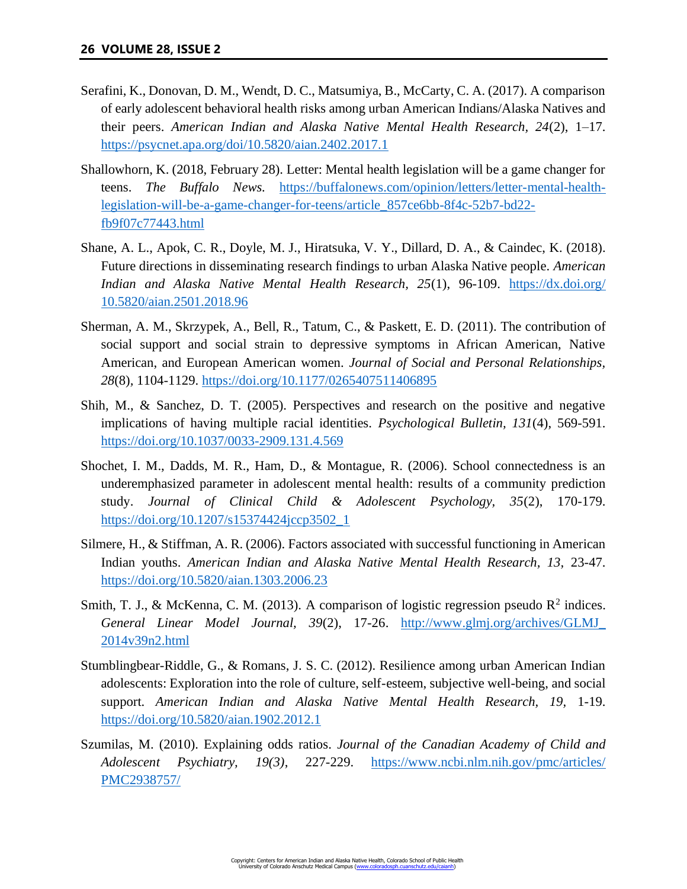Serafini, K., Donovan, D. M., Wendt, D. C., Matsumiya, B., McCarty, C. A. (2017). A comparison of early adolescent behavioral health risks among urban American Indians/Alaska Natives and their peers. *American Indian and Alaska Native Mental Health Research, 24*(2), 1–17. https://psycnet.apa.org/doi/10.5820/aian.2402.2017.1

Shallowhorn, K. (2018, February 28). Letter: Mental health legislation will be a game changer for teens. *The Buffalo News.* https://buffalonews.com/opinion/letters/letter-mental-health-legislation-will-be-a-game-changer-for-teens/article_857ce6bb-8f4c-52b7-bd22-fb9f07c77443.html

Shane, A. L., Apok, C. R., Doyle, M. J., Hiratsuka, V. Y., Dillard, D. A., & Caindec, K. (2018). Future directions in disseminating research findings to urban Alaska Native people. *American Indian and Alaska Native Mental Health Research, 25*(1), 96-109. https://dx.doi.org/10.5820/aian.2501.2018.96

Sherman, A. M., Skrzypek, A., Bell, R., Tatum, C., & Paskett, E. D. (2011). The contribution of social support and social strain to depressive symptoms in African American, Native American, and European American women. *Journal of Social and Personal Relationships, 28*(8), 1104-1129. https://doi.org/10.1177/0265407511406895

Shih, M., & Sanchez, D. T. (2005). Perspectives and research on the positive and negative implications of having multiple racial identities. *Psychological Bulletin, 131*(4), 569-591. https://doi.org/10.1037/0033-2909.131.4.569

Shochet, I. M., Dadds, M. R., Ham, D., & Montague, R. (2006). School connectedness is an underemphasized parameter in adolescent mental health: results of a community prediction study. *Journal of Clinical Child & Adolescent Psychology, 35*(2), 170-179. https://doi.org/10.1207/s15374424jccp3502_1

Silmere, H., & Stiffman, A. R. (2006). Factors associated with successful functioning in American Indian youths. *American Indian and Alaska Native Mental Health Research, 13*, 23-47. https://doi.org/10.5820/aian.1303.2006.23

Smith, T. J., & McKenna, C. M. (2013). A comparison of logistic regression pseudo $R^2$ indices. *General Linear Model Journal, 39*(2), 17-26. http://www.glmj.org/archives/GLMJ_2014v39n2.html

Stumblingbear-Riddle, G., & Romans, J. S. C. (2012). Resilience among urban American Indian adolescents: Exploration into the role of culture, self-esteem, subjective well-being, and social support. *American Indian and Alaska Native Mental Health Research, 19*, 1-19. https://doi.org/10.5820/aian.1902.2012.1

Szumilas, M. (2010). Explaining odds ratios. *Journal of the Canadian Academy of Child and Adolescent Psychiatry, 19(3)*, 227-229. https://www.ncbi.nlm.nih.gov/pmc/articles/PMC2938757/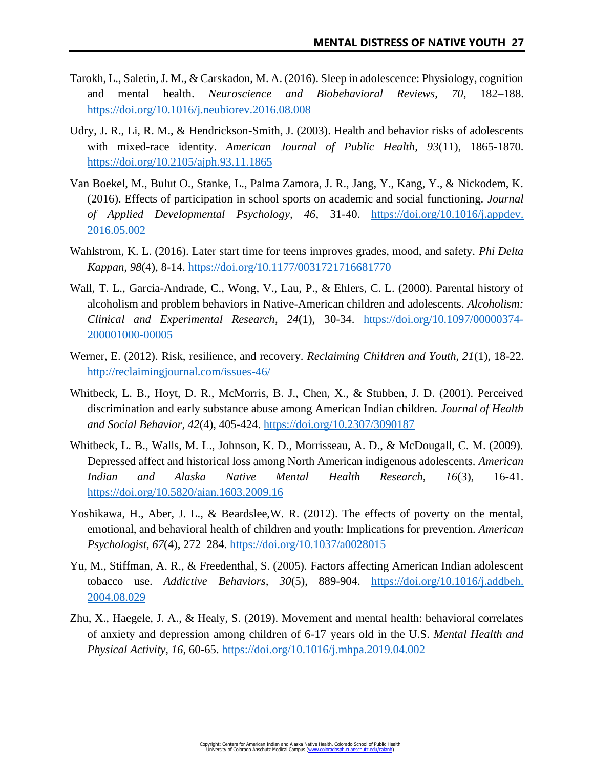Tarokh, L., Saletin, J. M., & Carskadon, M. A. (2016). Sleep in adolescence: Physiology, cognition and mental health. *Neuroscience and Biobehavioral Reviews*, *70*, 182–188. https://doi.org/10.1016/j.neubiorev.2016.08.008

Udry, J. R., Li, R. M., & Hendrickson-Smith, J. (2003). Health and behavior risks of adolescents with mixed-race identity. *American Journal of Public Health*, *93*(11), 1865-1870. https://doi.org/10.2105/ajph.93.11.1865

Van Boekel, M., Bulut O., Stanke, L., Palma Zamora, J. R., Jang, Y., Kang, Y., & Nickodem, K. (2016). Effects of participation in school sports on academic and social functioning. *Journal of Applied Developmental Psychology*, *46*, 31-40. https://doi.org/10.1016/j.appdev.2016.05.002

Wahlstrom, K. L. (2016). Later start time for teens improves grades, mood, and safety. *Phi Delta Kappan, 98*(4), 8-14. https://doi.org/10.1177/0031721716681770

Wall, T. L., Garcia-Andrade, C., Wong, V., Lau, P., & Ehlers, C. L. (2000). Parental history of alcoholism and problem behaviors in Native-American children and adolescents. *Alcoholism: Clinical and Experimental Research*, *24*(1), 30-34. https://doi.org/10.1097/00000374-200001000-00005

Werner, E. (2012). Risk, resilience, and recovery. *Reclaiming Children and Youth*, *21*(1), 18-22. http://reclaimingjournal.com/issues-46/

Whitbeck, L. B., Hoyt, D. R., McMorris, B. J., Chen, X., & Stubben, J. D. (2001). Perceived discrimination and early substance abuse among American Indian children. *Journal of Health and Social Behavior*, *42*(4), 405-424. https://doi.org/10.2307/3090187

Whitbeck, L. B., Walls, M. L., Johnson, K. D., Morrisseau, A. D., & McDougall, C. M. (2009). Depressed affect and historical loss among North American indigenous adolescents. *American Indian and Alaska Native Mental Health Research, 16*(3), 16-41. https://doi.org/10.5820/aian.1603.2009.16

Yoshikawa, H., Aber, J. L., & Beardslee,W. R. (2012). The effects of poverty on the mental, emotional, and behavioral health of children and youth: Implications for prevention. *American Psychologist*, *67*(4), 272–284. https://doi.org/10.1037/a0028015

Yu, M., Stiffman, A. R., & Freedenthal, S. (2005). Factors affecting American Indian adolescent tobacco use. *Addictive Behaviors, 30*(5), 889-904. https://doi.org/10.1016/j.addbeh.2004.08.029

Zhu, X., Haegele, J. A., & Healy, S. (2019). Movement and mental health: behavioral correlates of anxiety and depression among children of 6-17 years old in the U.S. *Mental Health and Physical Activity*, *16*, 60-65. https://doi.org/10.1016/j.mhpa.2019.04.002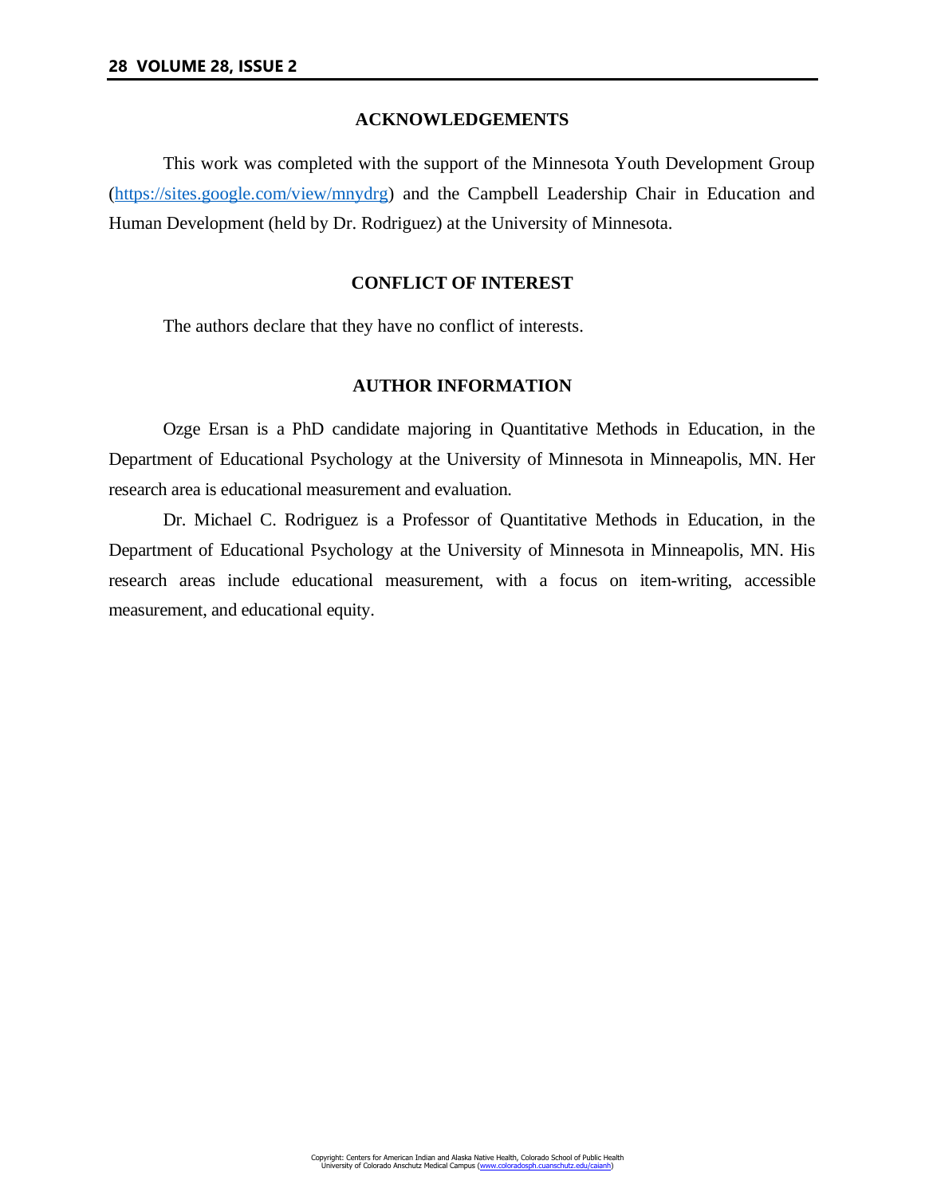## ACKNOWLEDGEMENTS

This work was completed with the support of the Minnesota Youth Development Group (https://sites.google.com/view/mnydrg) and the Campbell Leadership Chair in Education and Human Development (held by Dr. Rodriguez) at the University of Minnesota.

## CONFLICT OF INTEREST

The authors declare that they have no conflict of interests.

## AUTHOR INFORMATION

Ozge Ersan is a PhD candidate majoring in Quantitative Methods in Education, in the Department of Educational Psychology at the University of Minnesota in Minneapolis, MN. Her research area is educational measurement and evaluation.

Dr. Michael C. Rodriguez is a Professor of Quantitative Methods in Education, in the Department of Educational Psychology at the University of Minnesota in Minneapolis, MN. His research areas include educational measurement, with a focus on item-writing, accessible measurement, and educational equity.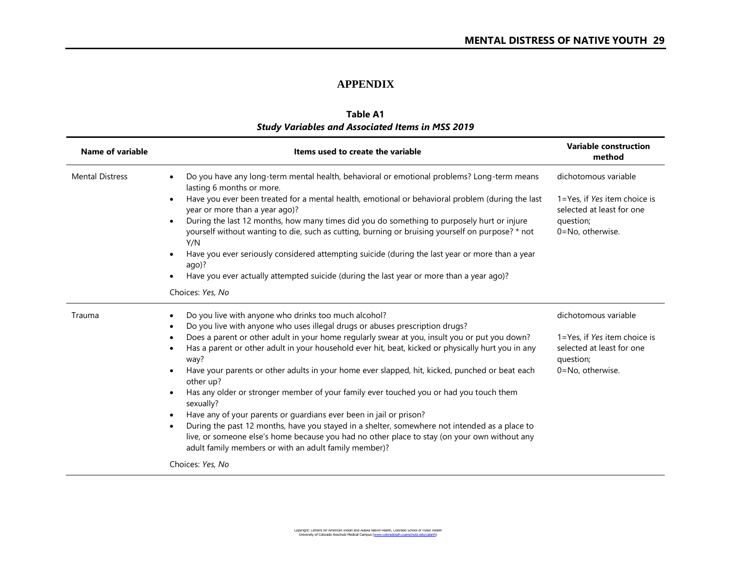# APPENDIX

**Table A1**

***Study Variables and Associated Items in MSS 2019***

| Name of variable | Items used to create the variable | Variable construction method |
|---|---|---|
| Mental Distress | • Do you have any long-term mental health, behavioral or emotional problems? Long-term means lasting 6 months or more.<br>• Have you ever been treated for a mental health, emotional or behavioral problem (during the last year or more than a year ago)?<br>• During the last 12 months, how many times did you do something to purposely hurt or injure yourself without wanting to die, such as cutting, burning or bruising yourself on purpose? * not Y/N<br>• Have you ever seriously considered attempting suicide (during the last year or more than a year ago)?<br>• Have you ever actually attempted suicide (during the last year or more than a year ago)?<br><br>Choices: *Yes, No* | dichotomous variable<br><br>1=Yes, if *Yes* item choice is selected at least for one question;<br>0=No, otherwise. |
| Trauma | • Do you live with anyone who drinks too much alcohol?<br>• Do you live with anyone who uses illegal drugs or abuses prescription drugs?<br>• Does a parent or other adult in your home regularly swear at you, insult you or put you down?<br>• Has a parent or other adult in your household ever hit, beat, kicked or physically hurt you in any way?<br>• Have your parents or other adults in your home ever slapped, hit, kicked, punched or beat each other up?<br>• Has any older or stronger member of your family ever touched you or had you touch them sexually?<br>• Have any of your parents or guardians ever been in jail or prison?<br>• During the past 12 months, have you stayed in a shelter, somewhere not intended as a place to live, or someone else's home because you had no other place to stay (on your own without any adult family members or with an adult family member)?<br><br>Choices: *Yes, No* | dichotomous variable<br><br>1=Yes, if *Yes* item choice is selected at least for one question;<br>0=No, otherwise. |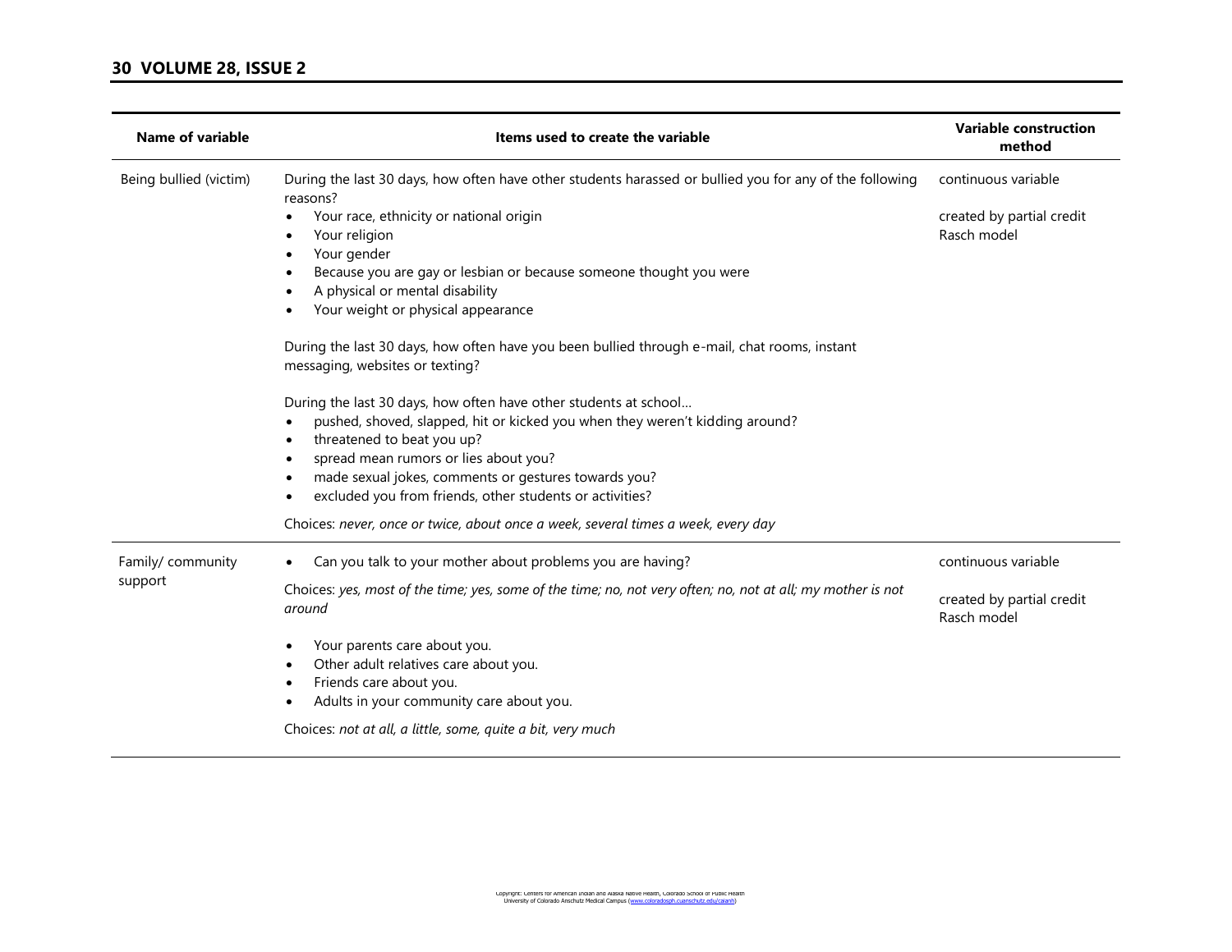| Name of variable | Items used to create the variable | Variable construction method |
|---|---|---|
| Being bullied (victim) | During the last 30 days, how often have other students harassed or bullied you for any of the following reasons?<br>• Your race, ethnicity or national origin<br>• Your religion<br>• Your gender<br>• Because you are gay or lesbian or because someone thought you were<br>• A physical or mental disability<br>• Your weight or physical appearance<br><br>During the last 30 days, how often have you been bullied through e-mail, chat rooms, instant messaging, websites or texting?<br><br>During the last 30 days, how often have other students at school…<br>• pushed, shoved, slapped, hit or kicked you when they weren't kidding around?<br>• threatened to beat you up?<br>• spread mean rumors or lies about you?<br>• made sexual jokes, comments or gestures towards you?<br>• excluded you from friends, other students or activities?<br><br>Choices: *never, once or twice, about once a week, several times a week, every day* | continuous variable<br><br>created by partial credit Rasch model |
| Family/ community support | • Can you talk to your mother about problems you are having?<br><br>Choices: *yes, most of the time; yes, some of the time; no, not very often; no, not at all; my mother is not around*<br><br>• Your parents care about you.<br>• Other adult relatives care about you.<br>• Friends care about you.<br>• Adults in your community care about you.<br><br>Choices: *not at all, a little, some, quite a bit, very much* | continuous variable<br><br>created by partial credit Rasch model |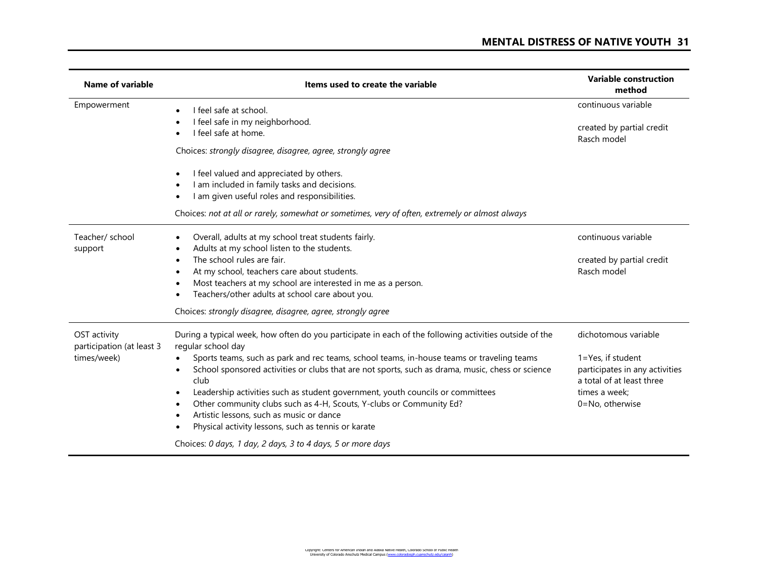| Name of variable | Items used to create the variable | Variable construction method |
|---|---|---|
| Empowerment | • I feel safe at school.<br>• I feel safe in my neighborhood.<br>• I feel safe at home.<br><br>Choices: *strongly disagree, disagree, agree, strongly agree*<br><br>• I feel valued and appreciated by others.<br>• I am included in family tasks and decisions.<br>• I am given useful roles and responsibilities.<br><br>Choices: *not at all or rarely, somewhat or sometimes, very of often, extremely or almost always* | continuous variable<br><br>created by partial credit Rasch model |
| Teacher/ school support | • Overall, adults at my school treat students fairly.<br>• Adults at my school listen to the students.<br>• The school rules are fair.<br>• At my school, teachers care about students.<br>• Most teachers at my school are interested in me as a person.<br>• Teachers/other adults at school care about you.<br><br>Choices: *strongly disagree, disagree, agree, strongly agree* | continuous variable<br><br>created by partial credit Rasch model |
| OST activity participation (at least 3 times/week) | During a typical week, how often do you participate in each of the following activities outside of the regular school day<br>• Sports teams, such as park and rec teams, school teams, in-house teams or traveling teams<br>• School sponsored activities or clubs that are not sports, such as drama, music, chess or science club<br>• Leadership activities such as student government, youth councils or committees<br>• Other community clubs such as 4-H, Scouts, Y-clubs or Community Ed?<br>• Artistic lessons, such as music or dance<br>• Physical activity lessons, such as tennis or karate<br><br>Choices: *0 days, 1 day, 2 days, 3 to 4 days, 5 or more days* | dichotomous variable<br><br>1=Yes, if student participates in any activities a total of at least three times a week;<br>0=No, otherwise |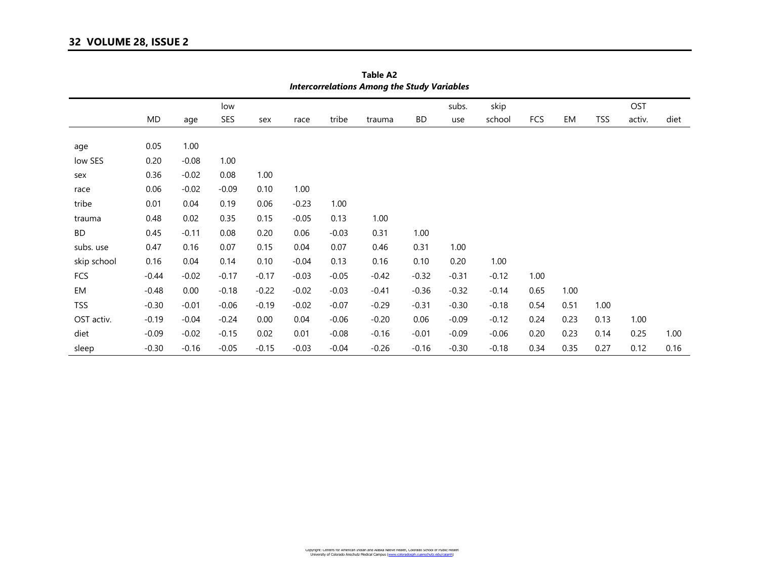**Table A2**
***Intercorrelations Among the Study Variables***

| | MD | age | low SES | sex | race | tribe | trauma | BD | subs. use | skip school | FCS | EM | TSS | OST activ. | diet |
|---|---|---|---|---|---|---|---|---|---|---|---|---|---|---|---|
| age | 0.05 | 1.00 | | | | | | | | | | | | | |
| low SES | 0.20 | -0.08 | 1.00 | | | | | | | | | | | | |
| sex | 0.36 | -0.02 | 0.08 | 1.00 | | | | | | | | | | | |
| race | 0.06 | -0.02 | -0.09 | 0.10 | 1.00 | | | | | | | | | | |
| tribe | 0.01 | 0.04 | 0.19 | 0.06 | -0.23 | 1.00 | | | | | | | | | |
| trauma | 0.48 | 0.02 | 0.35 | 0.15 | -0.05 | 0.13 | 1.00 | | | | | | | | |
| BD | 0.45 | -0.11 | 0.08 | 0.20 | 0.06 | -0.03 | 0.31 | 1.00 | | | | | | | |
| subs. use | 0.47 | 0.16 | 0.07 | 0.15 | 0.04 | 0.07 | 0.46 | 0.31 | 1.00 | | | | | | |
| skip school | 0.16 | 0.04 | 0.14 | 0.10 | -0.04 | 0.13 | 0.16 | 0.10 | 0.20 | 1.00 | | | | | |
| FCS | -0.44 | -0.02 | -0.17 | -0.17 | -0.03 | -0.05 | -0.42 | -0.32 | -0.31 | -0.12 | 1.00 | | | | |
| EM | -0.48 | 0.00 | -0.18 | -0.22 | -0.02 | -0.03 | -0.41 | -0.36 | -0.32 | -0.14 | 0.65 | 1.00 | | | |
| TSS | -0.30 | -0.01 | -0.06 | -0.19 | -0.02 | -0.07 | -0.29 | -0.31 | -0.30 | -0.18 | 0.54 | 0.51 | 1.00 | | |
| OST activ. | -0.19 | -0.04 | -0.24 | 0.00 | 0.04 | -0.06 | -0.20 | 0.06 | -0.09 | -0.12 | 0.24 | 0.23 | 0.13 | 1.00 | |
| diet | -0.09 | -0.02 | -0.15 | 0.02 | 0.01 | -0.08 | -0.16 | -0.01 | -0.09 | -0.06 | 0.20 | 0.23 | 0.14 | 0.25 | 1.00 |
| sleep | -0.30 | -0.16 | -0.05 | -0.15 | -0.03 | -0.04 | -0.26 | -0.16 | -0.30 | -0.18 | 0.34 | 0.35 | 0.27 | 0.12 | 0.16 |

Copyright: Centers for American Indian and Alaska Native Health, Colorado School of Public Health
University of Colorado Anschutz Medical Campus (www.coloradosph.cuanschutz.edu/caianh)